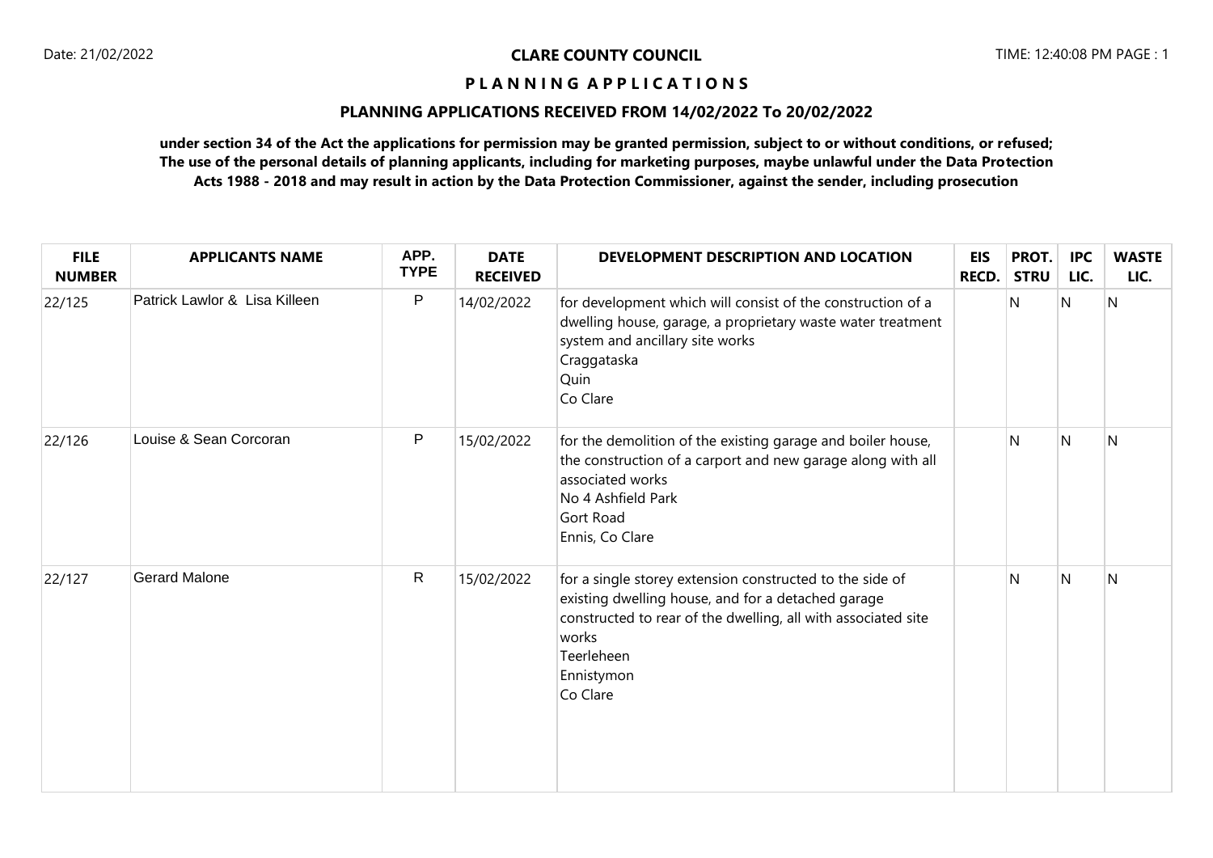**CLARE COUNTY COUNCIL**

# PLANNING APPLICATIONS

## PLANNING APPLICATIONS RECEIVED FROM 14/02/2022 To 20/02/2022

**under section 34 of the Act the applications for permission may be granted permission, subject to or without conditions, or refused; The use of the personal details of planning applicants, including for marketing purposes, maybe unlawful under the Data Protection Acts 1988 - 2018 and may result in action by the Data Protection Commissioner, against the sender, including prosecution**

| FILE NUMBER | APPLICANTS NAME | APP. TYPE | DATE RECEIVED | DEVELOPMENT DESCRIPTION AND LOCATION | EIS RECD. | PROT. STRU | IPC LIC. | WASTE LIC. |
|---|---|---|---|---|---|---|---|---|
| 22/125 | Patrick Lawlor & Lisa Killeen | P | 14/02/2022 | for development which will consist of the construction of a dwelling house, garage, a proprietary waste water treatment system and ancillary site works<br>Craggataska<br>Quin<br>Co Clare | | N | N | N |
| 22/126 | Louise & Sean Corcoran | P | 15/02/2022 | for the demolition of the existing garage and boiler house, the construction of a carport and new garage along with all associated works<br>No 4 Ashfield Park<br>Gort Road<br>Ennis, Co Clare | | N | N | N |
| 22/127 | Gerard Malone | R | 15/02/2022 | for a single storey extension constructed to the side of existing dwelling house, and for a detached garage constructed to rear of the dwelling, all with associated site works<br>Teerleheen<br>Ennistymon<br>Co Clare | | N | N | N |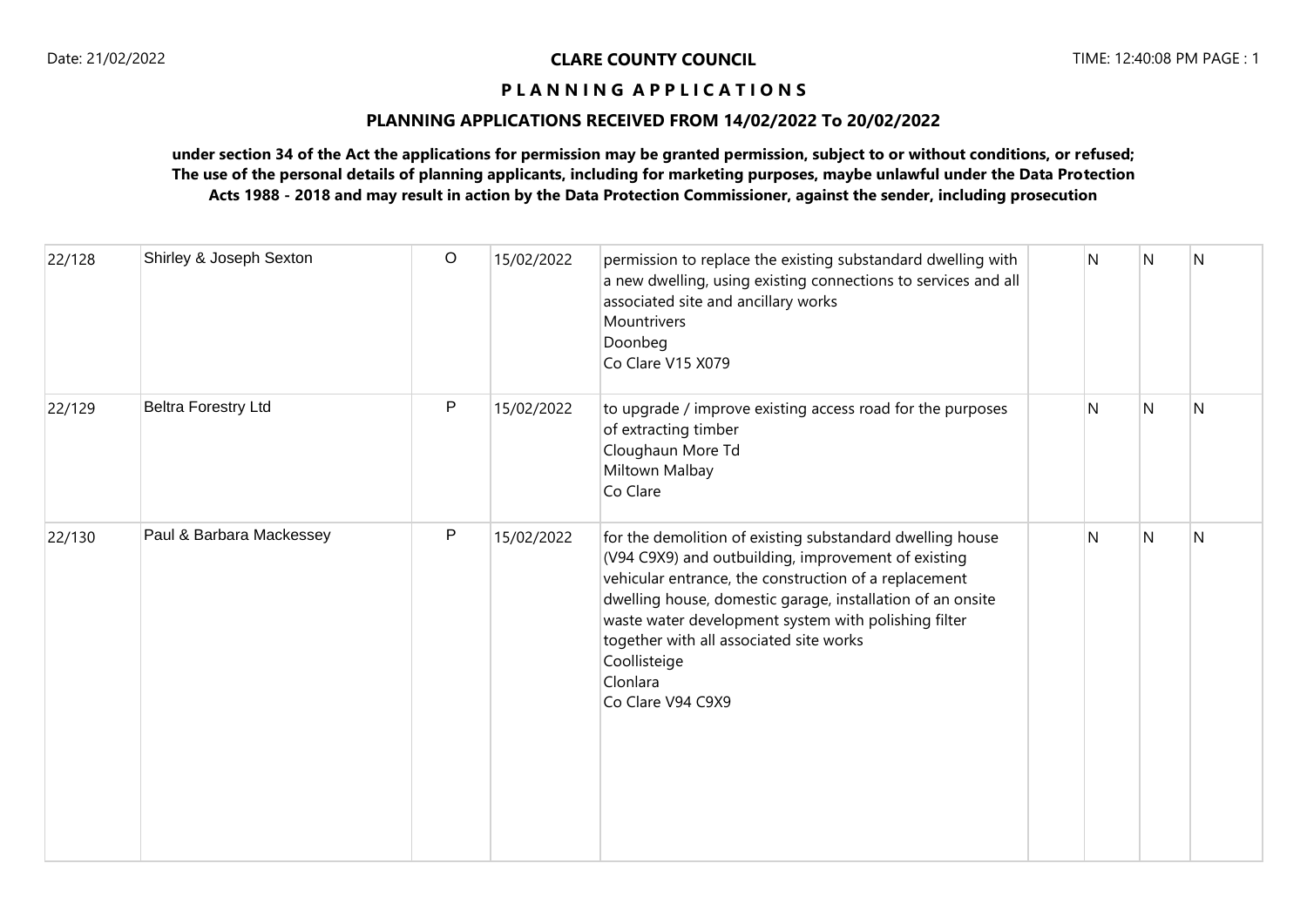## CLARE COUNTY COUNCIL

### P L A N N I N G A P P L I C A T I O N S

### PLANNING APPLICATIONS RECEIVED FROM 14/02/2022 To 20/02/2022

**under section 34 of the Act the applications for permission may be granted permission, subject to or without conditions, or refused; The use of the personal details of planning applicants, including for marketing purposes, maybe unlawful under the Data Protection Acts 1988 - 2018 and may result in action by the Data Protection Commissioner, against the sender, including prosecution**

| | | | | | | | | |
|---|---|---|---|---|---|---|---|---|
| 22/128 | Shirley & Joseph Sexton | O | 15/02/2022 | permission to replace the existing substandard dwelling with a new dwelling, using existing connections to services and all associated site and ancillary works<br>Mountrivers<br>Doonbeg<br>Co Clare V15 X079 | | N | N | N |
| 22/129 | Beltra Forestry Ltd | P | 15/02/2022 | to upgrade / improve existing access road for the purposes of extracting timber<br>Cloughaun More Td<br>Miltown Malbay<br>Co Clare | | N | N | N |
| 22/130 | Paul & Barbara Mackessey | P | 15/02/2022 | for the demolition of existing substandard dwelling house (V94 C9X9) and outbuilding, improvement of existing vehicular entrance, the construction of a replacement dwelling house, domestic garage, installation of an onsite waste water development system with polishing filter together with all associated site works<br>Coollisteige<br>Clonlara<br>Co Clare V94 C9X9 | | N | N | N |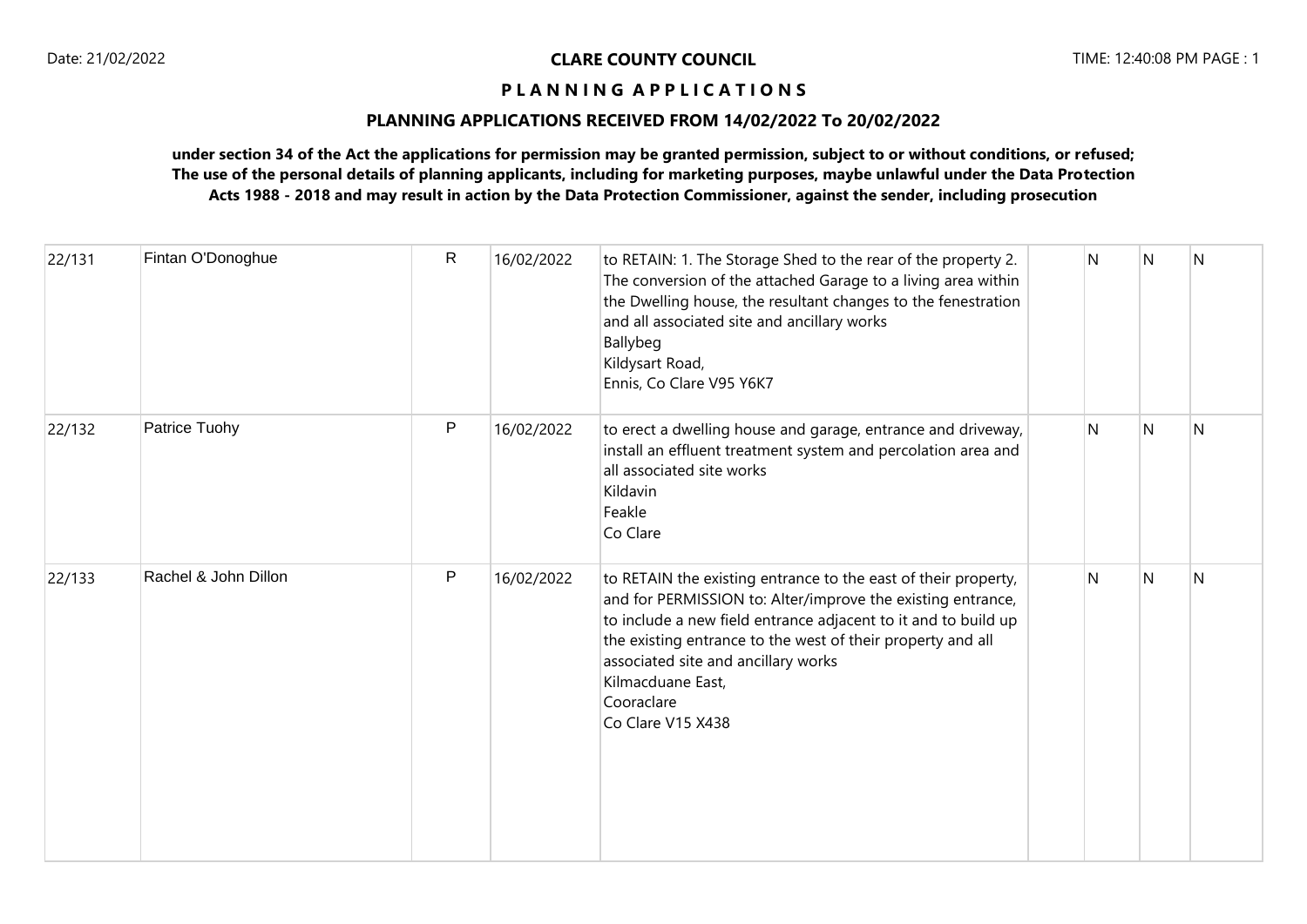# CLARE COUNTY COUNCIL

## P L A N N I N G   A P P L I C A T I O N S

### PLANNING APPLICATIONS RECEIVED FROM 14/02/2022 To 20/02/2022

**under section 34 of the Act the applications for permission may be granted permission, subject to or without conditions, or refused; The use of the personal details of planning applicants, including for marketing purposes, maybe unlawful under the Data Protection Acts 1988 - 2018 and may result in action by the Data Protection Commissioner, against the sender, including prosecution**

| | | | | | | | | |
|---|---|---|---|---|---|---|---|---|
| 22/131 | Fintan O'Donoghue | R | 16/02/2022 | to RETAIN: 1. The Storage Shed to the rear of the property 2. The conversion of the attached Garage to a living area within the Dwelling house, the resultant changes to the fenestration and all associated site and ancillary works<br>Ballybeg<br>Kildysart Road,<br>Ennis, Co Clare V95 Y6K7 | | N | N | N |
| 22/132 | Patrice Tuohy | P | 16/02/2022 | to erect a dwelling house and garage, entrance and driveway, install an effluent treatment system and percolation area and all associated site works<br>Kildavin<br>Feakle<br>Co Clare | | N | N | N |
| 22/133 | Rachel & John Dillon | P | 16/02/2022 | to RETAIN the existing entrance to the east of their property, and for PERMISSION to: Alter/improve the existing entrance, to include a new field entrance adjacent to it and to build up the existing entrance to the west of their property and all associated site and ancillary works<br>Kilmacduane East,<br>Cooraclare<br>Co Clare V15 X438 | | N | N | N |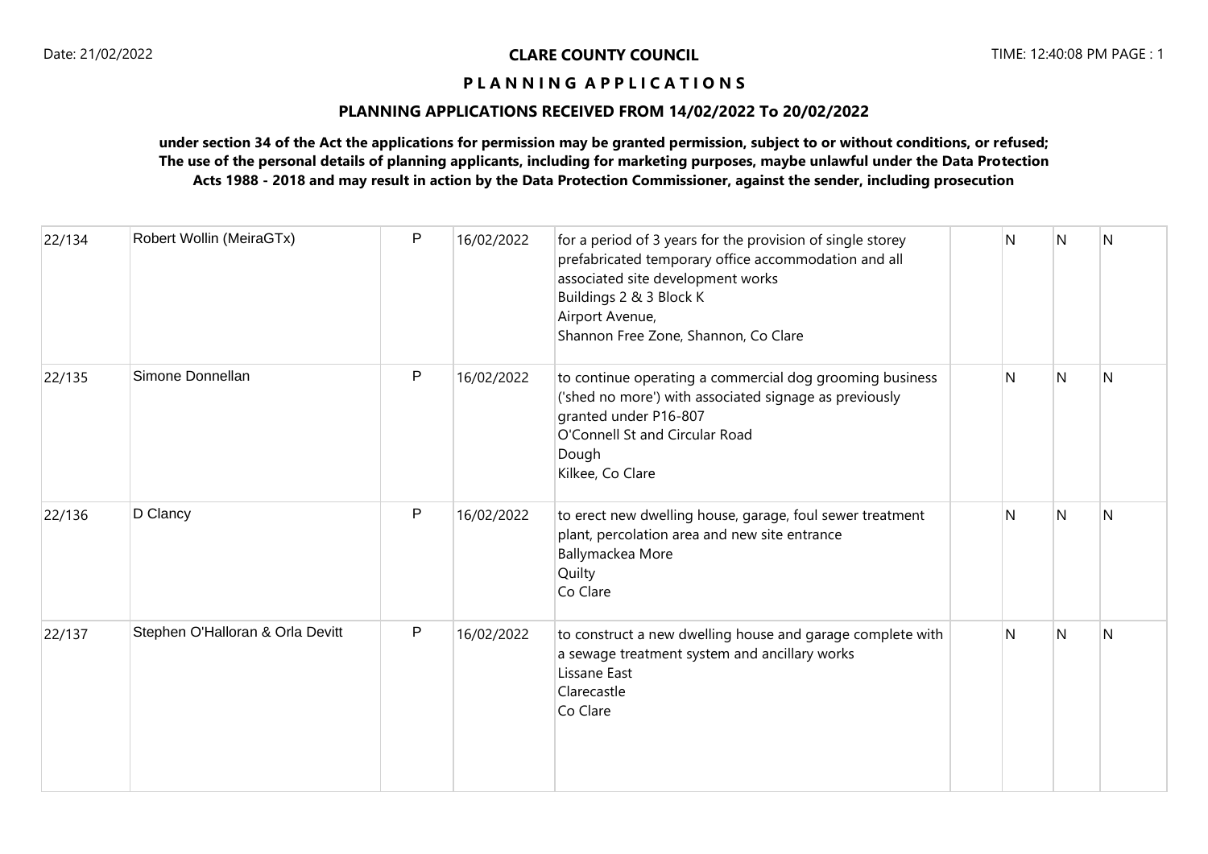**CLARE COUNTY COUNCIL**

**P L A N N I N G A P P L I C A T I O N S**

**PLANNING APPLICATIONS RECEIVED FROM 14/02/2022 To 20/02/2022**

**under section 34 of the Act the applications for permission may be granted permission, subject to or without conditions, or refused; The use of the personal details of planning applicants, including for marketing purposes, maybe unlawful under the Data Protection Acts 1988 - 2018 and may result in action by the Data Protection Commissioner, against the sender, including prosecution**

| | | | | | | | | |
|---|---|---|---|---|---|---|---|---|
| 22/134 | Robert Wollin (MeiraGTx) | P | 16/02/2022 | for a period of 3 years for the provision of single storey prefabricated temporary office accommodation and all associated site development works<br>Buildings 2 & 3 Block K<br>Airport Avenue,<br>Shannon Free Zone, Shannon, Co Clare | | N | N | N |
| 22/135 | Simone Donnellan | P | 16/02/2022 | to continue operating a commercial dog grooming business ('shed no more') with associated signage as previously granted under P16-807<br>O'Connell St and Circular Road<br>Dough<br>Kilkee, Co Clare | | N | N | N |
| 22/136 | D Clancy | P | 16/02/2022 | to erect new dwelling house, garage, foul sewer treatment plant, percolation area and new site entrance<br>Ballymackea More<br>Quilty<br>Co Clare | | N | N | N |
| 22/137 | Stephen O'Halloran & Orla Devitt | P | 16/02/2022 | to construct a new dwelling house and garage complete with a sewage treatment system and ancillary works<br>Lissane East<br>Clarecastle<br>Co Clare | | N | N | N |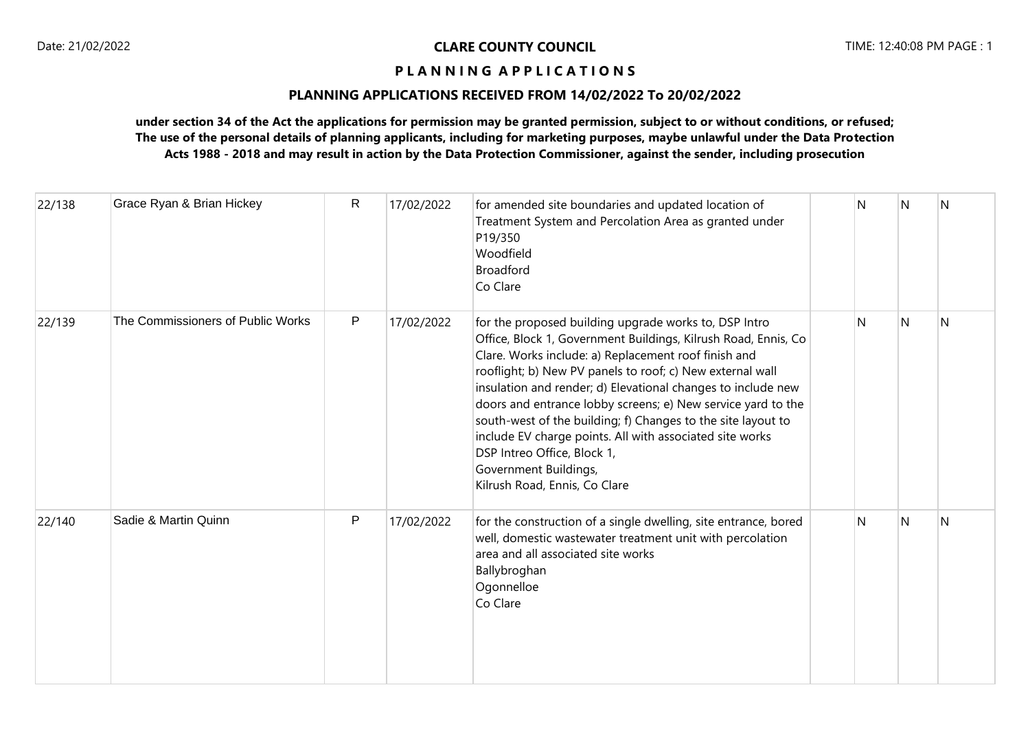**CLARE COUNTY COUNCIL**

**P L A N N I N G A P P L I C A T I O N S**

**PLANNING APPLICATIONS RECEIVED FROM 14/02/2022 To 20/02/2022**

**under section 34 of the Act the applications for permission may be granted permission, subject to or without conditions, or refused; The use of the personal details of planning applicants, including for marketing purposes, maybe unlawful under the Data Protection Acts 1988 - 2018 and may result in action by the Data Protection Commissioner, against the sender, including prosecution**

| | | | | | | | | |
|---|---|---|---|---|---|---|---|---|
| 22/138 | Grace Ryan & Brian Hickey | R | 17/02/2022 | for amended site boundaries and updated location of Treatment System and Percolation Area as granted under P19/350<br>Woodfield<br>Broadford<br>Co Clare | | N | N | N |
| 22/139 | The Commissioners of Public Works | P | 17/02/2022 | for the proposed building upgrade works to, DSP Intro Office, Block 1, Government Buildings, Kilrush Road, Ennis, Co Clare. Works include: a) Replacement roof finish and rooflight; b) New PV panels to roof; c) New external wall insulation and render; d) Elevational changes to include new doors and entrance lobby screens; e) New service yard to the south-west of the building; f) Changes to the site layout to include EV charge points. All with associated site works<br>DSP Intreo Office, Block 1,<br>Government Buildings,<br>Kilrush Road, Ennis, Co Clare | | N | N | N |
| 22/140 | Sadie & Martin Quinn | P | 17/02/2022 | for the construction of a single dwelling, site entrance, bored well, domestic wastewater treatment unit with percolation area and all associated site works<br>Ballybroghan<br>Ogonnelloe<br>Co Clare | | N | N | N |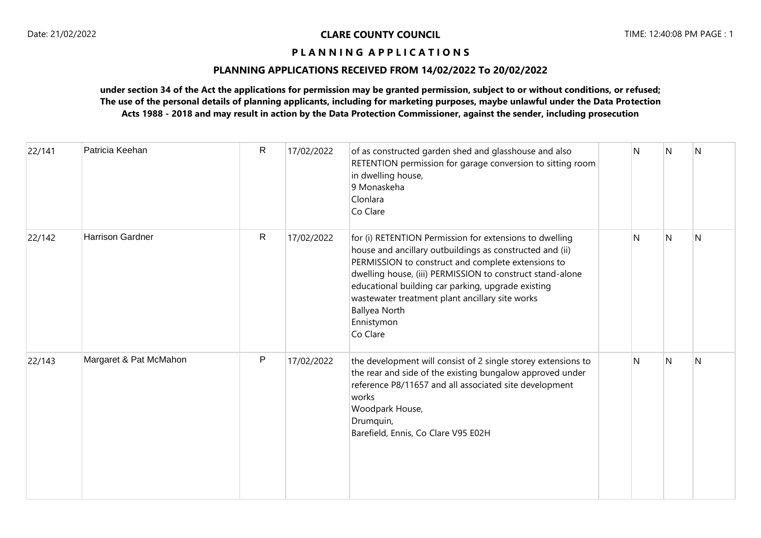# CLARE COUNTY COUNCIL

## P L A N N I N G A P P L I C A T I O N S

## PLANNING APPLICATIONS RECEIVED FROM 14/02/2022 To 20/02/2022

**under section 34 of the Act the applications for permission may be granted permission, subject to or without conditions, or refused; The use of the personal details of planning applicants, including for marketing purposes, maybe unlawful under the Data Protection Acts 1988 - 2018 and may result in action by the Data Protection Commissioner, against the sender, including prosecution**

| | | | | | | | | |
|---|---|---|---|---|---|---|---|---|
| 22/141 | Patricia Keehan | R | 17/02/2022 | of as constructed garden shed and glasshouse and also RETENTION permission for garage conversion to sitting room in dwelling house,<br>9 Monaskeha<br>Clonlara<br>Co Clare | | N | N | N |
| 22/142 | Harrison Gardner | R | 17/02/2022 | for (i) RETENTION Permission for extensions to dwelling house and ancillary outbuildings as constructed and (ii) PERMISSION to construct and complete extensions to dwelling house, (iii) PERMISSION to construct stand-alone educational building car parking, upgrade existing wastewater treatment plant ancillary site works<br>Ballyea North<br>Ennistymon<br>Co Clare | | N | N | N |
| 22/143 | Margaret & Pat McMahon | P | 17/02/2022 | the development will consist of 2 single storey extensions to the rear and side of the existing bungalow approved under reference P8/11657 and all associated site development works<br>Woodpark House,<br>Drumquin,<br>Barefield, Ennis, Co Clare V95 E02H | | N | N | N |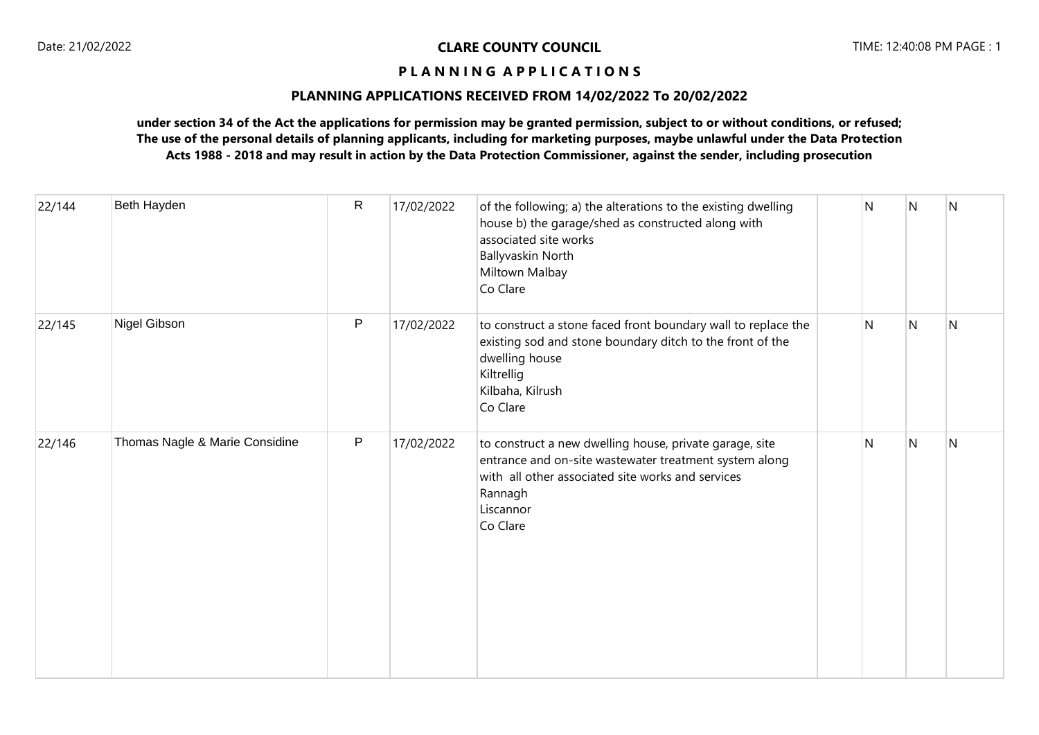**CLARE COUNTY COUNCIL**

**P L A N N I N G  A P P L I C A T I O N S**

**PLANNING APPLICATIONS RECEIVED FROM 14/02/2022 To 20/02/2022**

**under section 34 of the Act the applications for permission may be granted permission, subject to or without conditions, or refused; The use of the personal details of planning applicants, including for marketing purposes, maybe unlawful under the Data Protection Acts 1988 - 2018 and may result in action by the Data Protection Commissioner, against the sender, including prosecution**

| | | | | | | | | |
|---|---|---|---|---|---|---|---|---|
| 22/144 | Beth Hayden | R | 17/02/2022 | of the following; a) the alterations to the existing dwelling house b) the garage/shed as constructed along with associated site works<br>Ballyvaskin North<br>Miltown Malbay<br>Co Clare | | N | N | N |
| 22/145 | Nigel Gibson | P | 17/02/2022 | to construct a stone faced front boundary wall to replace the existing sod and stone boundary ditch to the front of the dwelling house<br>Kiltrellig<br>Kilbaha, Kilrush<br>Co Clare | | N | N | N |
| 22/146 | Thomas Nagle & Marie Considine | P | 17/02/2022 | to construct a new dwelling house, private garage, site entrance and on-site wastewater treatment system along with all other associated site works and services<br>Rannagh<br>Liscannor<br>Co Clare | | N | N | N |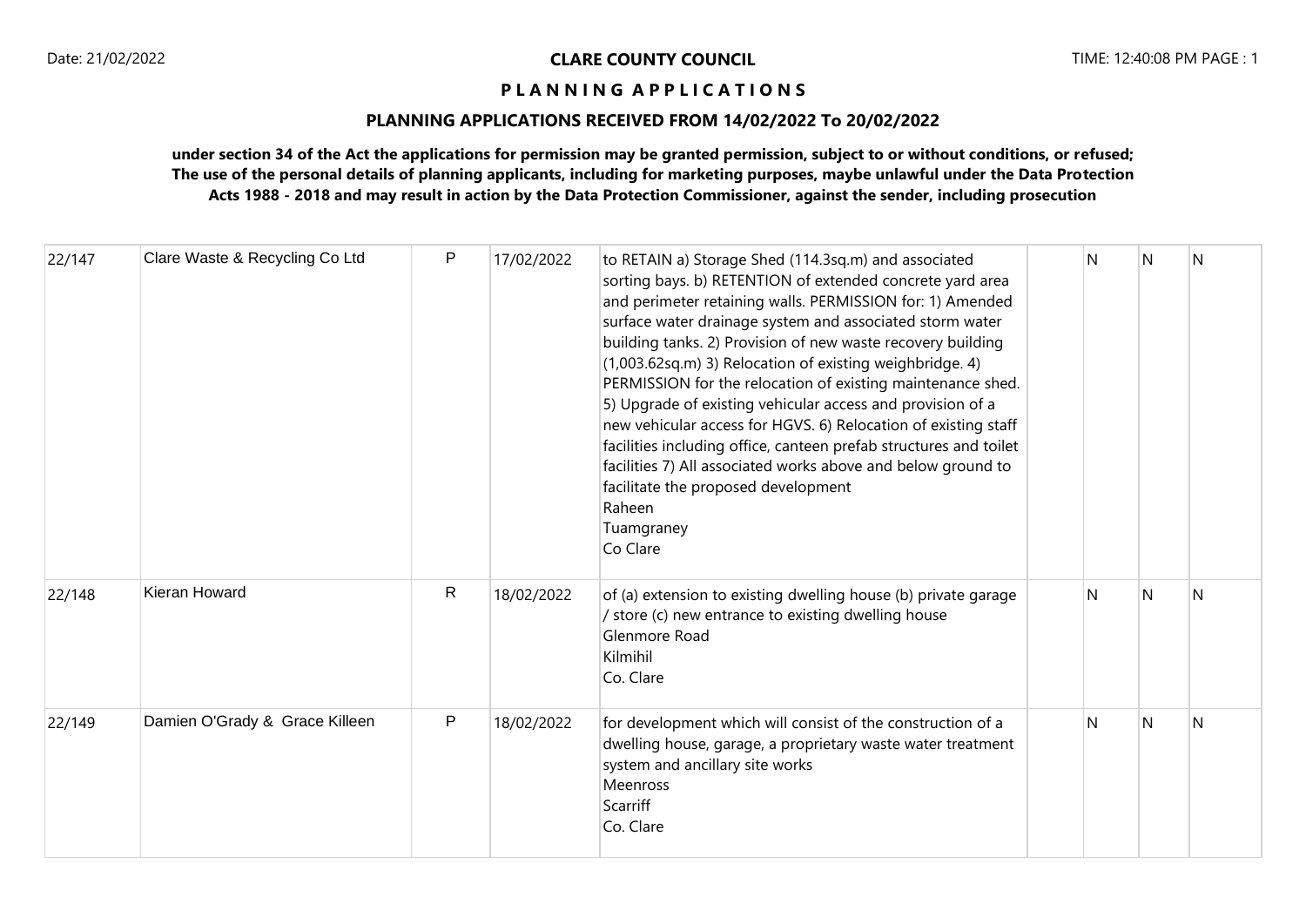**CLARE COUNTY COUNCIL**

**P L A N N I N G A P P L I C A T I O N S**

**PLANNING APPLICATIONS RECEIVED FROM 14/02/2022 To 20/02/2022**

**under section 34 of the Act the applications for permission may be granted permission, subject to or without conditions, or refused; The use of the personal details of planning applicants, including for marketing purposes, maybe unlawful under the Data Protection Acts 1988 - 2018 and may result in action by the Data Protection Commissioner, against the sender, including prosecution**

| | | | | | | | | |
|---|---|---|---|---|---|---|---|---|
| 22/147 | Clare Waste & Recycling Co Ltd | P | 17/02/2022 | to RETAIN a) Storage Shed (114.3sq.m) and associated sorting bays. b) RETENTION of extended concrete yard area and perimeter retaining walls. PERMISSION for: 1) Amended surface water drainage system and associated storm water building tanks. 2) Provision of new waste recovery building (1,003.62sq.m) 3) Relocation of existing weighbridge. 4) PERMISSION for the relocation of existing maintenance shed. 5) Upgrade of existing vehicular access and provision of a new vehicular access for HGVS. 6) Relocation of existing staff facilities including office, canteen prefab structures and toilet facilities 7) All associated works above and below ground to facilitate the proposed development<br>Raheen<br>Tuamgraney<br>Co Clare | | N | N | N |
| 22/148 | Kieran Howard | R | 18/02/2022 | of (a) extension to existing dwelling house (b) private garage / store (c) new entrance to existing dwelling house<br>Glenmore Road<br>Kilmihil<br>Co. Clare | | N | N | N |
| 22/149 | Damien O'Grady & Grace Killeen | P | 18/02/2022 | for development which will consist of the construction of a dwelling house, garage, a proprietary waste water treatment system and ancillary site works<br>Meenross<br>Scarriff<br>Co. Clare | | N | N | N |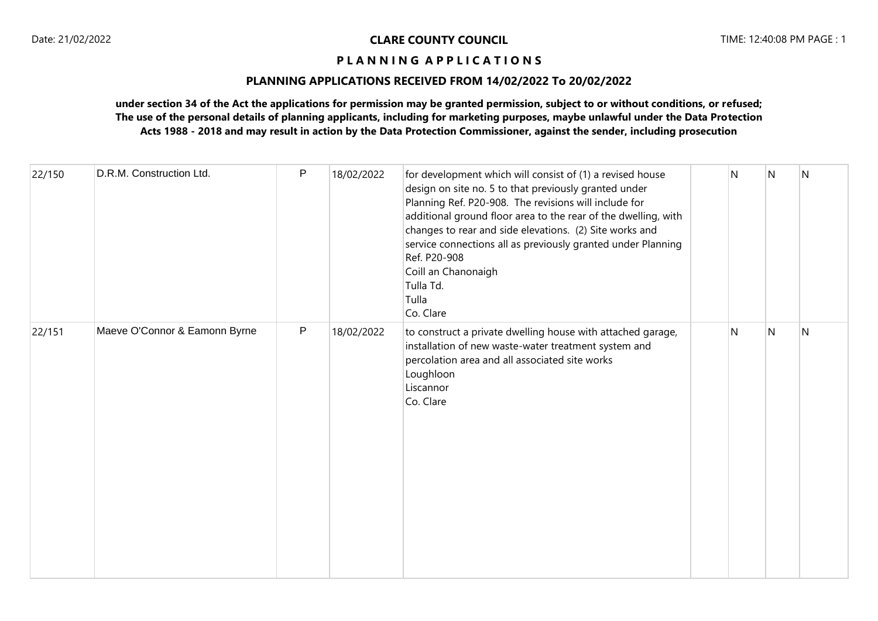**CLARE COUNTY COUNCIL**

**P L A N N I N G A P P L I C A T I O N S**

**PLANNING APPLICATIONS RECEIVED FROM 14/02/2022 To 20/02/2022**

**under section 34 of the Act the applications for permission may be granted permission, subject to or without conditions, or refused; The use of the personal details of planning applicants, including for marketing purposes, maybe unlawful under the Data Protection Acts 1988 - 2018 and may result in action by the Data Protection Commissioner, against the sender, including prosecution**

| | | | | | | | | |
|---|---|---|---|---|---|---|---|---|
| 22/150 | D.R.M. Construction Ltd. | P | 18/02/2022 | for development which will consist of (1) a revised house design on site no. 5 to that previously granted under Planning Ref. P20-908. The revisions will include for additional ground floor area to the rear of the dwelling, with changes to rear and side elevations. (2) Site works and service connections all as previously granted under Planning Ref. P20-908<br>Coill an Chanonaigh<br>Tulla Td.<br>Tulla<br>Co. Clare | | N | N | N |
| 22/151 | Maeve O'Connor & Eamonn Byrne | P | 18/02/2022 | to construct a private dwelling house with attached garage, installation of new waste-water treatment system and percolation area and all associated site works<br>Loughloon<br>Liscannor<br>Co. Clare | | N | N | N |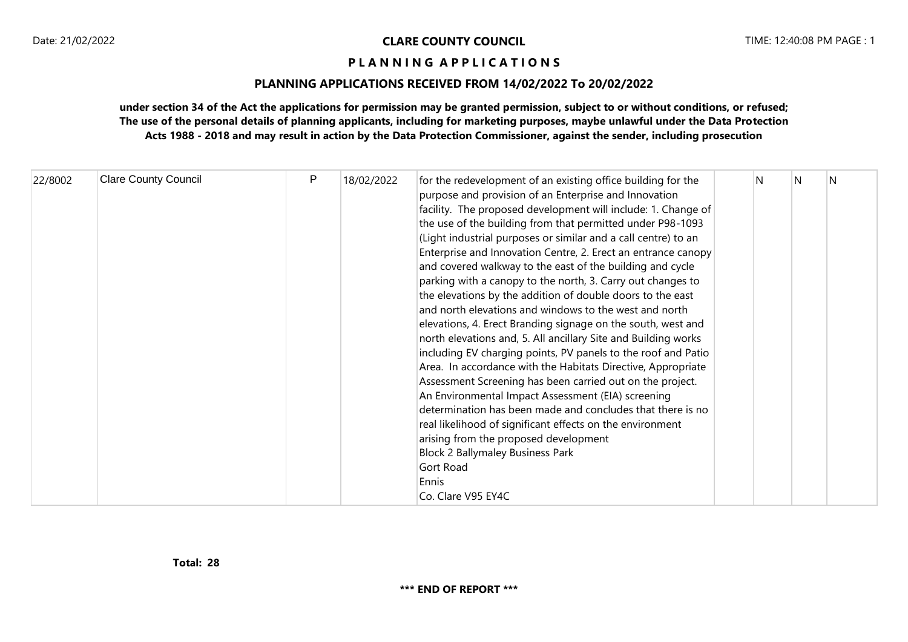**CLARE COUNTY COUNCIL**

**P L A N N I N G A P P L I C A T I O N S**

**PLANNING APPLICATIONS RECEIVED FROM 14/02/2022 To 20/02/2022**

**under section 34 of the Act the applications for permission may be granted permission, subject to or without conditions, or refused; The use of the personal details of planning applicants, including for marketing purposes, maybe unlawful under the Data Protection Acts 1988 - 2018 and may result in action by the Data Protection Commissioner, against the sender, including prosecution**

| | | | | | | | | |
|---|---|---|---|---|---|---|---|---|
| 22/8002 | Clare County Council | P | 18/02/2022 | for the redevelopment of an existing office building for the purpose and provision of an Enterprise and Innovation facility. The proposed development will include: 1. Change of the use of the building from that permitted under P98-1093 (Light industrial purposes or similar and a call centre) to an Enterprise and Innovation Centre, 2. Erect an entrance canopy and covered walkway to the east of the building and cycle parking with a canopy to the north, 3. Carry out changes to the elevations by the addition of double doors to the east and north elevations and windows to the west and north elevations, 4. Erect Branding signage on the south, west and north elevations and, 5. All ancillary Site and Building works including EV charging points, PV panels to the roof and Patio Area. In accordance with the Habitats Directive, Appropriate Assessment Screening has been carried out on the project. An Environmental Impact Assessment (EIA) screening determination has been made and concludes that there is no real likelihood of significant effects on the environment arising from the proposed development<br>Block 2 Ballymaley Business Park<br>Gort Road<br>Ennis<br>Co. Clare V95 EY4C | | N | N | N |

**Total: 28**

**\*\*\* END OF REPORT \*\*\***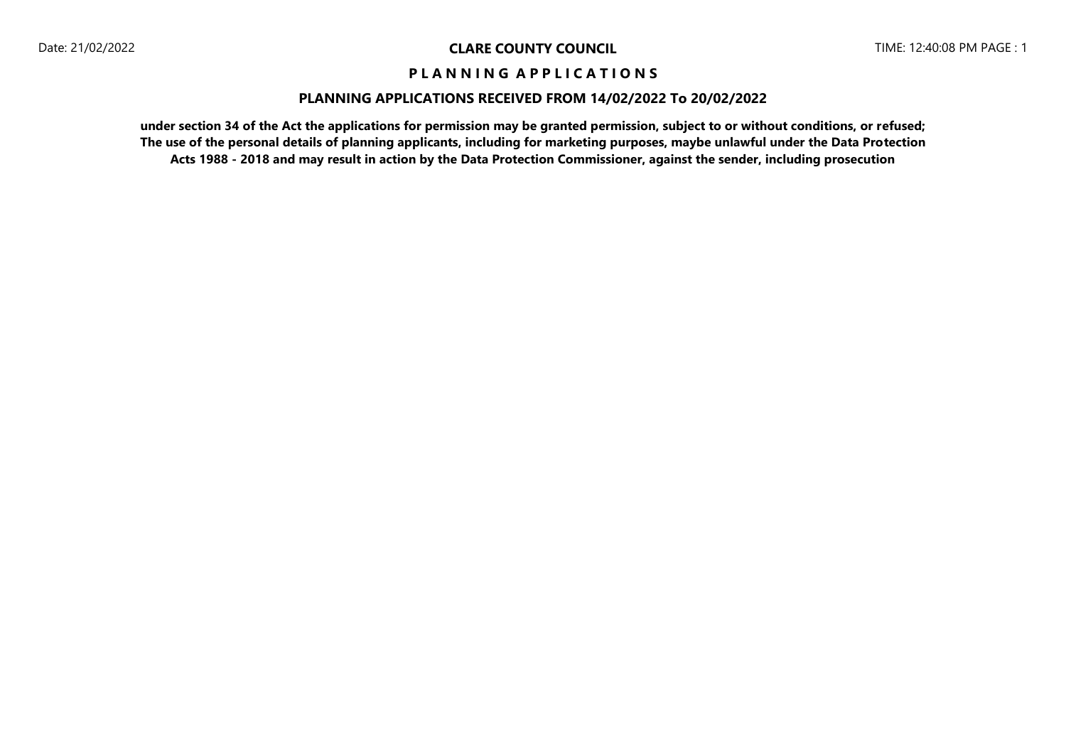# CLARE COUNTY COUNCIL

## P L A N N I N G A P P L I C A T I O N S

### PLANNING APPLICATIONS RECEIVED FROM 14/02/2022 To 20/02/2022

**under section 34 of the Act the applications for permission may be granted permission, subject to or without conditions, or refused; The use of the personal details of planning applicants, including for marketing purposes, maybe unlawful under the Data Protection Acts 1988 - 2018 and may result in action by the Data Protection Commissioner, against the sender, including prosecution**